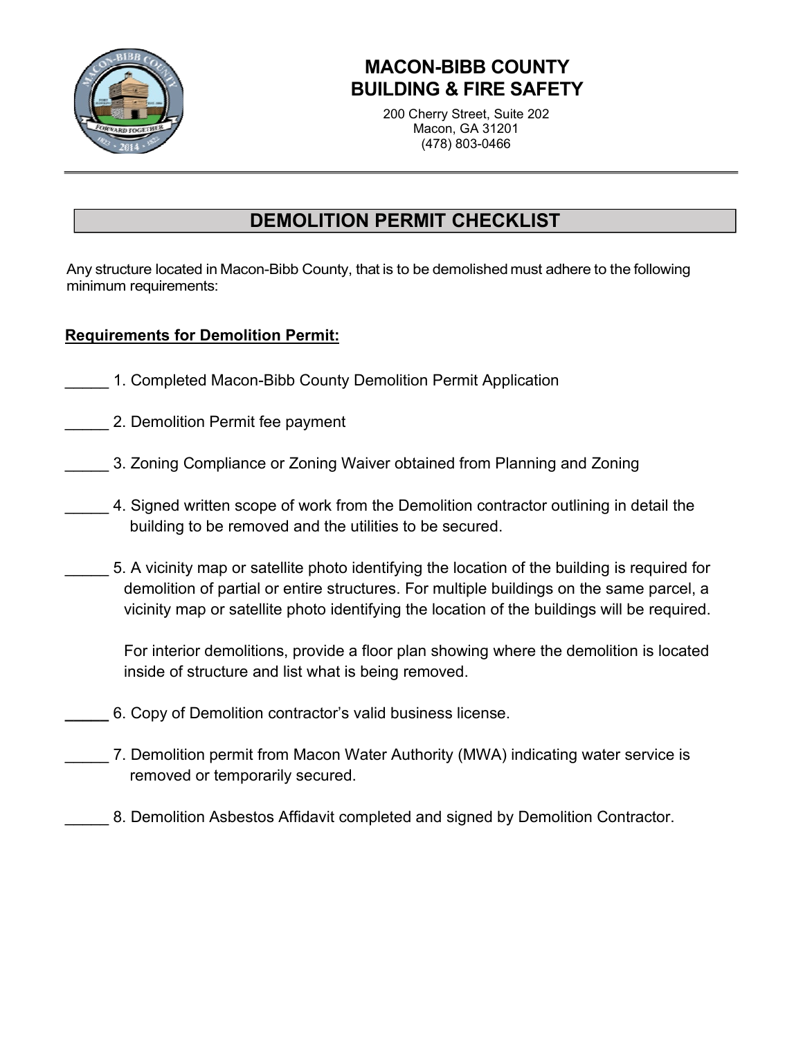# MACON-BIBB COUNTY
# BUILDING & FIRE SAFETY

200 Cherry Street, Suite 202
Macon, GA 31201
(478) 803-0466

## DEMOLITION PERMIT CHECKLIST

Any structure located in Macon-Bibb County, that is to be demolished must adhere to the following minimum requirements:

**Requirements for Demolition Permit:**

_____ 1. Completed Macon-Bibb County Demolition Permit Application

_____ 2. Demolition Permit fee payment

_____ 3. Zoning Compliance or Zoning Waiver obtained from Planning and Zoning

_____ 4. Signed written scope of work from the Demolition contractor outlining in detail the building to be removed and the utilities to be secured.

_____ 5. A vicinity map or satellite photo identifying the location of the building is required for demolition of partial or entire structures. For multiple buildings on the same parcel, a vicinity map or satellite photo identifying the location of the buildings will be required.

For interior demolitions, provide a floor plan showing where the demolition is located inside of structure and list what is being removed.

_____ 6. Copy of Demolition contractor's valid business license.

_____ 7. Demolition permit from Macon Water Authority (MWA) indicating water service is removed or temporarily secured.

_____ 8. Demolition Asbestos Affidavit completed and signed by Demolition Contractor.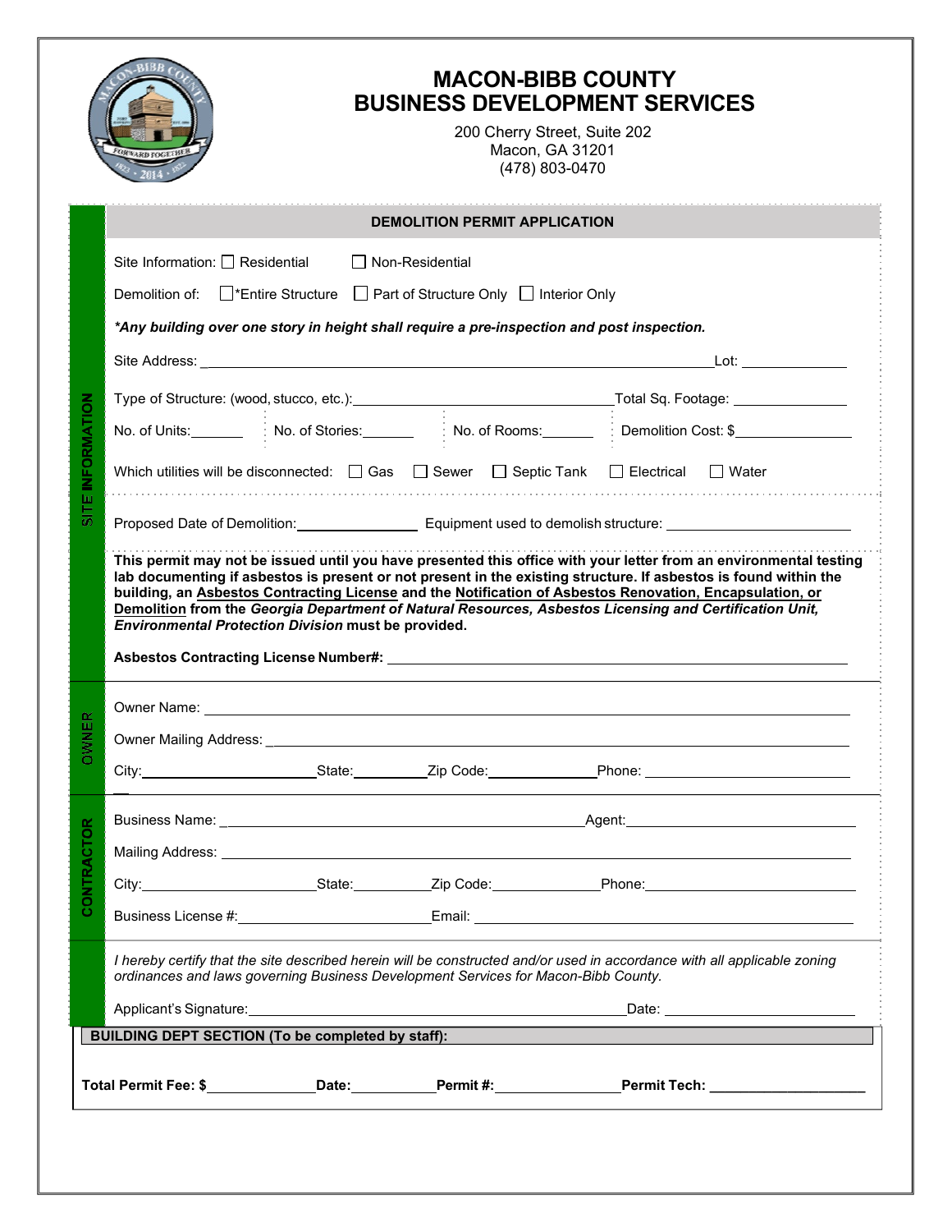# MACON-BIBB COUNTY
# BUSINESS DEVELOPMENT SERVICES

200 Cherry Street, Suite 202
Macon, GA 31201
(478) 803-0470

## DEMOLITION PERMIT APPLICATION

### SITE INFORMATION

Site Information: ☐ Residential ☐ Non-Residential

Demolition of: ☐ *Entire Structure ☐ Part of Structure Only ☐ Interior Only

***Any building over one story in height shall require a pre-inspection and post inspection.***

Site Address: ______________________________ Lot: __________

Type of Structure: (wood, stucco, etc.): ______________________ Total Sq. Footage: __________

No. of Units: ______ No. of Stories: ______ No. of Rooms: ______ Demolition Cost: $__________

Which utilities will be disconnected: ☐ Gas ☐ Sewer ☐ Septic Tank ☐ Electrical ☐ Water

Proposed Date of Demolition: __________ Equipment used to demolish structure: __________

**This permit may not be issued until you have presented this office with your letter from an environmental testing lab documenting if asbestos is present or not present in the existing structure. If asbestos is found within the building, an Asbestos Contracting License and the Notification of Asbestos Renovation, Encapsulation, or Demolition from the *Georgia Department of Natural Resources, Asbestos Licensing and Certification Unit, Environmental Protection Division* must be provided.**

**Asbestos Contracting License Number#:** ______________________________

### OWNER

Owner Name: ______________________________

Owner Mailing Address: ______________________________

City: __________ State: ______ Zip Code: ______ Phone: __________

### CONTRACTOR

Business Name: ______________________ Agent: __________

Mailing Address: ______________________________

City: __________ State: ______ Zip Code: ______ Phone: __________

Business License #: __________ Email: __________

*I hereby certify that the site described herein will be constructed and/or used in accordance with all applicable zoning ordinances and laws governing Business Development Services for Macon-Bibb County.*

Applicant's Signature: ______________________ Date: __________

**BUILDING DEPT SECTION (To be completed by staff):**

**Total Permit Fee: $**__________ **Date:**__________ **Permit #:**__________ **Permit Tech:** __________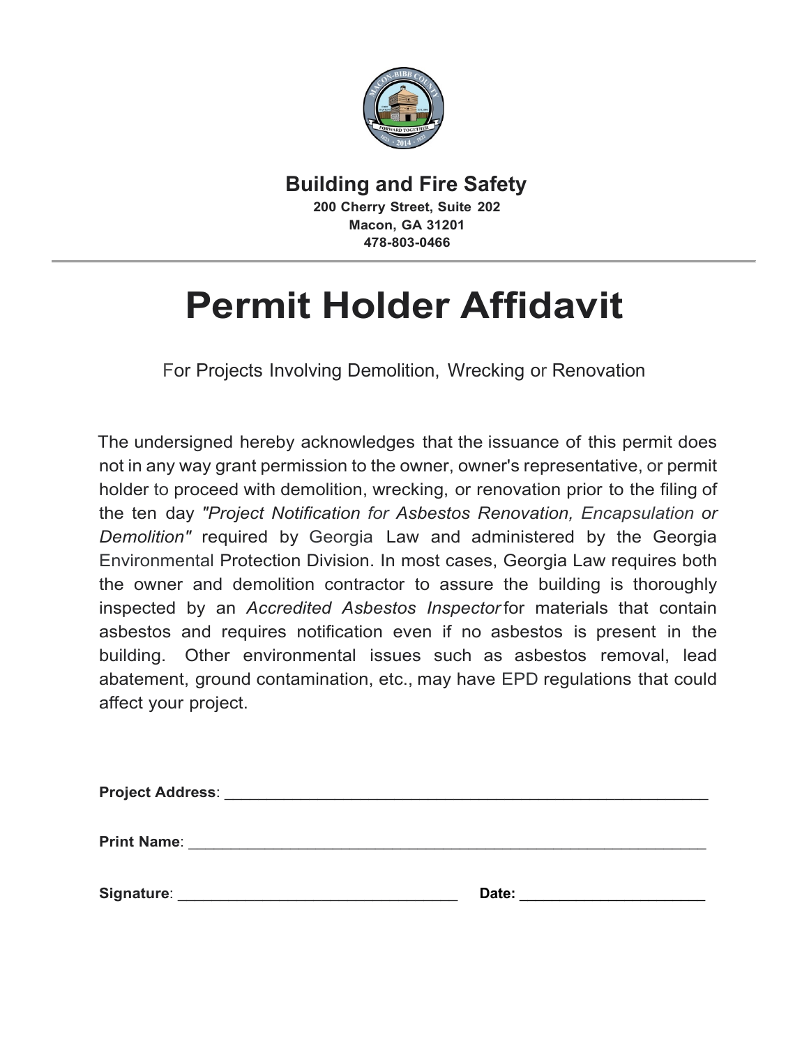## Building and Fire Safety

**200 Cherry Street, Suite 202**
**Macon, GA 31201**
**478-803-0466**

---

# Permit Holder Affidavit

For Projects Involving Demolition, Wrecking or Renovation

The undersigned hereby acknowledges that the issuance of this permit does not in any way grant permission to the owner, owner's representative, or permit holder to proceed with demolition, wrecking, or renovation prior to the filing of the ten day *"Project Notification for Asbestos Renovation, Encapsulation or Demolition"* required by Georgia Law and administered by the Georgia Environmental Protection Division. In most cases, Georgia Law requires both the owner and demolition contractor to assure the building is thoroughly inspected by an *Accredited Asbestos Inspector* for materials that contain asbestos and requires notification even if no asbestos is present in the building. Other environmental issues such as asbestos removal, lead abatement, ground contamination, etc., may have EPD regulations that could affect your project.

**Project Address**: ____________________________________________________________

**Print Name**: ________________________________________________________________

**Signature**: __________________________________ **Date:** ______________________